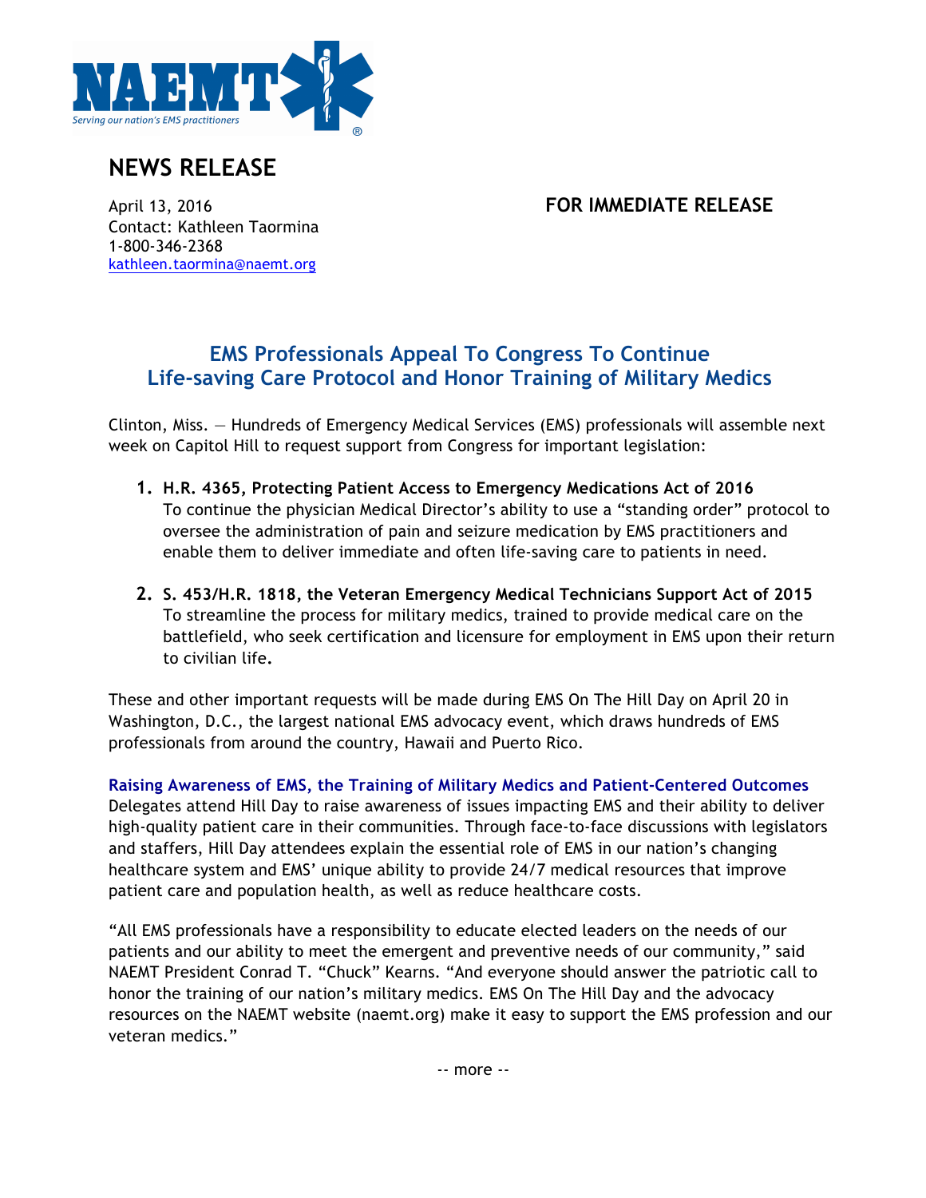NAEMT

Serving our nation's EMS practitioners

# NEWS RELEASE

April 13, 2016
Contact: Kathleen Taormina
1-800-346-2368
kathleen.taormina@naemt.org

**FOR IMMEDIATE RELEASE**

## EMS Professionals Appeal To Congress To Continue Life-saving Care Protocol and Honor Training of Military Medics

Clinton, Miss. — Hundreds of Emergency Medical Services (EMS) professionals will assemble next week on Capitol Hill to request support from Congress for important legislation:

1. **H.R. 4365, Protecting Patient Access to Emergency Medications Act of 2016**
   To continue the physician Medical Director's ability to use a "standing order" protocol to oversee the administration of pain and seizure medication by EMS practitioners and enable them to deliver immediate and often life-saving care to patients in need.

2. **S. 453/H.R. 1818, the Veteran Emergency Medical Technicians Support Act of 2015**
   To streamline the process for military medics, trained to provide medical care on the battlefield, who seek certification and licensure for employment in EMS upon their return to civilian life.

These and other important requests will be made during EMS On The Hill Day on April 20 in Washington, D.C., the largest national EMS advocacy event, which draws hundreds of EMS professionals from around the country, Hawaii and Puerto Rico.

### Raising Awareness of EMS, the Training of Military Medics and Patient-Centered Outcomes

Delegates attend Hill Day to raise awareness of issues impacting EMS and their ability to deliver high-quality patient care in their communities. Through face-to-face discussions with legislators and staffers, Hill Day attendees explain the essential role of EMS in our nation's changing healthcare system and EMS' unique ability to provide 24/7 medical resources that improve patient care and population health, as well as reduce healthcare costs.

"All EMS professionals have a responsibility to educate elected leaders on the needs of our patients and our ability to meet the emergent and preventive needs of our community," said NAEMT President Conrad T. "Chuck" Kearns. "And everyone should answer the patriotic call to honor the training of our nation's military medics. EMS On The Hill Day and the advocacy resources on the NAEMT website (naemt.org) make it easy to support the EMS profession and our veteran medics."

-- more --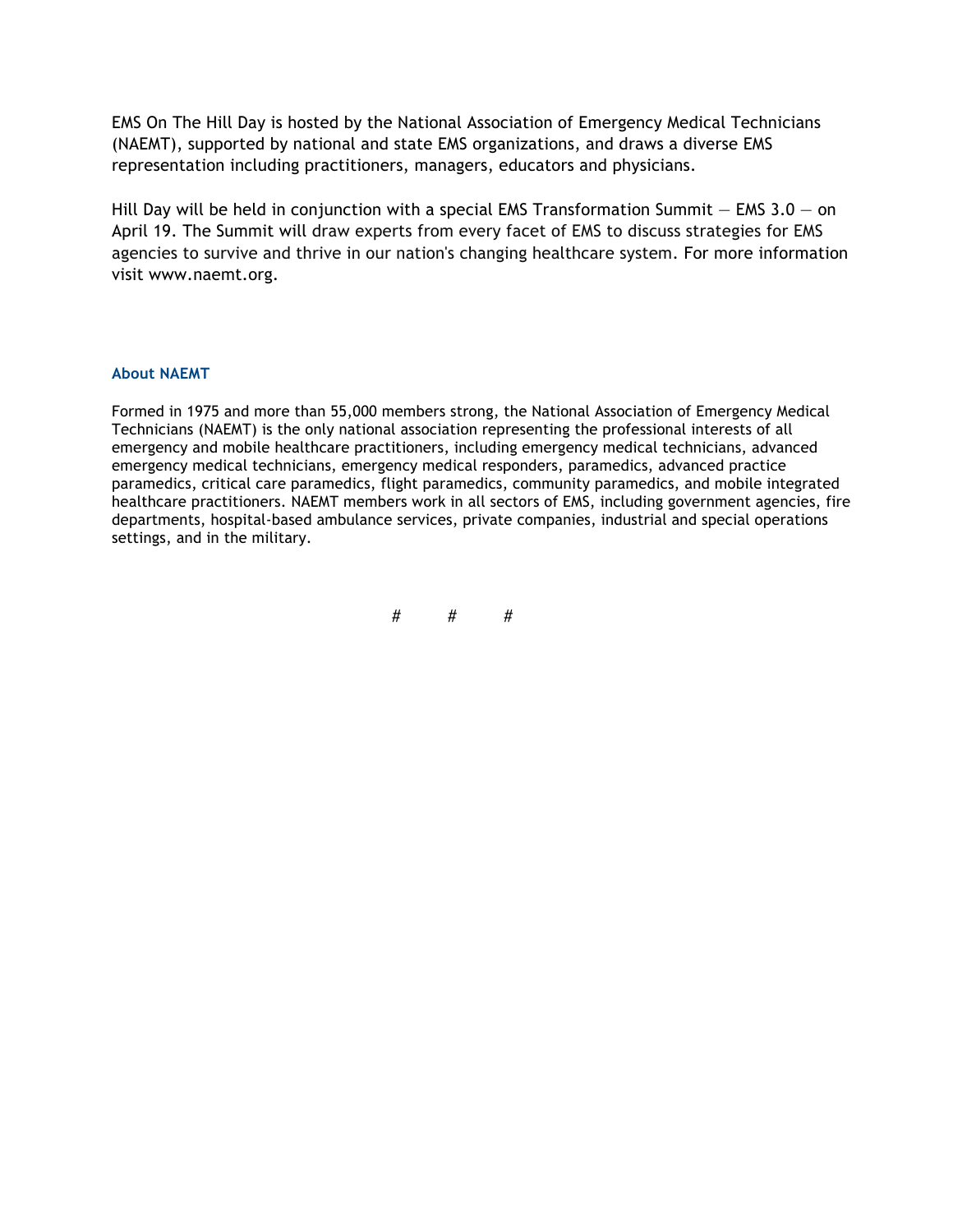EMS On The Hill Day is hosted by the National Association of Emergency Medical Technicians (NAEMT), supported by national and state EMS organizations, and draws a diverse EMS representation including practitioners, managers, educators and physicians.

Hill Day will be held in conjunction with a special EMS Transformation Summit — EMS 3.0 — on April 19. The Summit will draw experts from every facet of EMS to discuss strategies for EMS agencies to survive and thrive in our nation's changing healthcare system. For more information visit www.naemt.org.

**About NAEMT**

Formed in 1975 and more than 55,000 members strong, the National Association of Emergency Medical Technicians (NAEMT) is the only national association representing the professional interests of all emergency and mobile healthcare practitioners, including emergency medical technicians, advanced emergency medical technicians, emergency medical responders, paramedics, advanced practice paramedics, critical care paramedics, flight paramedics, community paramedics, and mobile integrated healthcare practitioners. NAEMT members work in all sectors of EMS, including government agencies, fire departments, hospital-based ambulance services, private companies, industrial and special operations settings, and in the military.

# # #